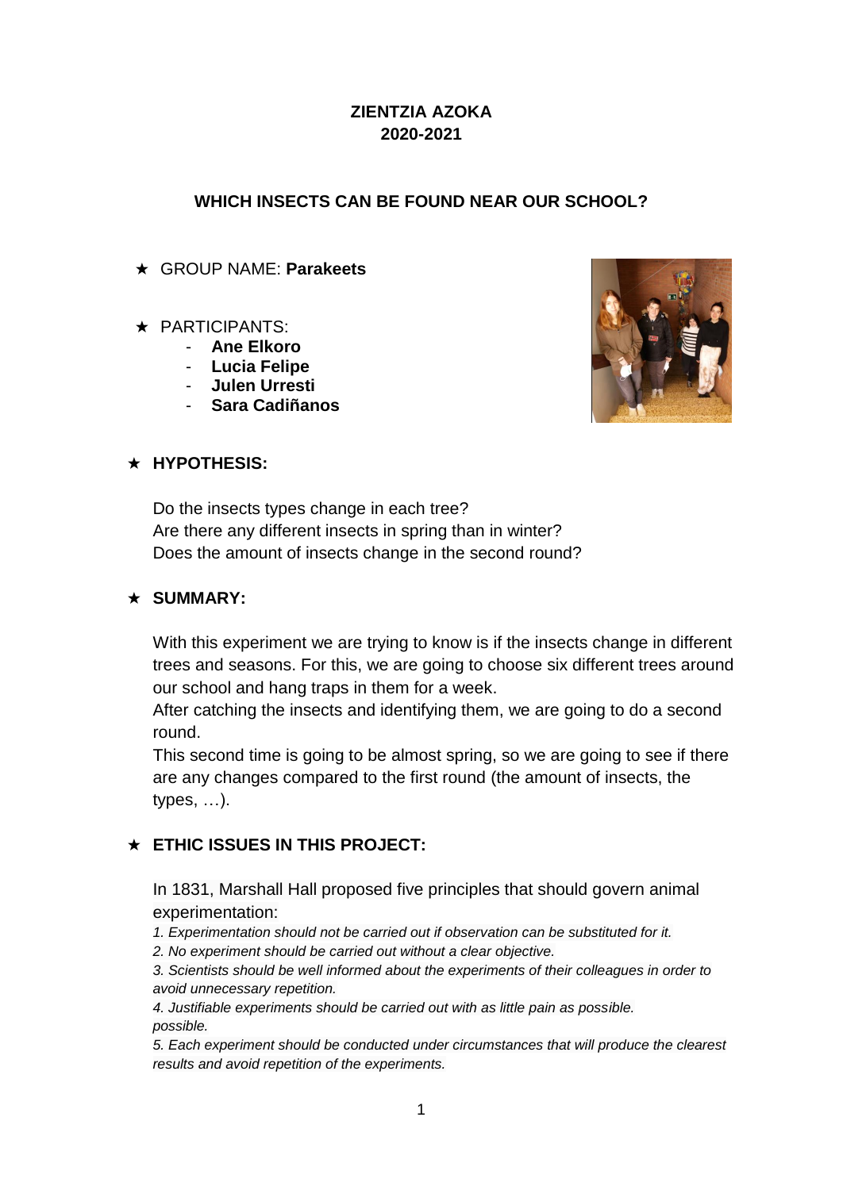**ZIENTZIA AZOKA**
**2020-2021**

# WHICH INSECTS CAN BE FOUND NEAR OUR SCHOOL?

★ GROUP NAME: **Parakeets**

★ PARTICIPANTS:
- **Ane Elkoro**
- **Lucia Felipe**
- **Julen Urresti**
- **Sara Cadiñanos**

## ★ HYPOTHESIS:

Do the insects types change in each tree?
Are there any different insects in spring than in winter?
Does the amount of insects change in the second round?

## ★ SUMMARY:

With this experiment we are trying to know is if the insects change in different trees and seasons. For this, we are going to choose six different trees around our school and hang traps in them for a week.
After catching the insects and identifying them, we are going to do a second round.
This second time is going to be almost spring, so we are going to see if there are any changes compared to the first round (the amount of insects, the types, …).

## ★ ETHIC ISSUES IN THIS PROJECT:

In 1831, Marshall Hall proposed five principles that should govern animal experimentation:

*1. Experimentation should not be carried out if observation can be substituted for it.*
*2. No experiment should be carried out without a clear objective.*
*3. Scientists should be well informed about the experiments of their colleagues in order to avoid unnecessary repetition.*
*4. Justifiable experiments should be carried out with as little pain as possible. possible.*
*5. Each experiment should be conducted under circumstances that will produce the clearest results and avoid repetition of the experiments.*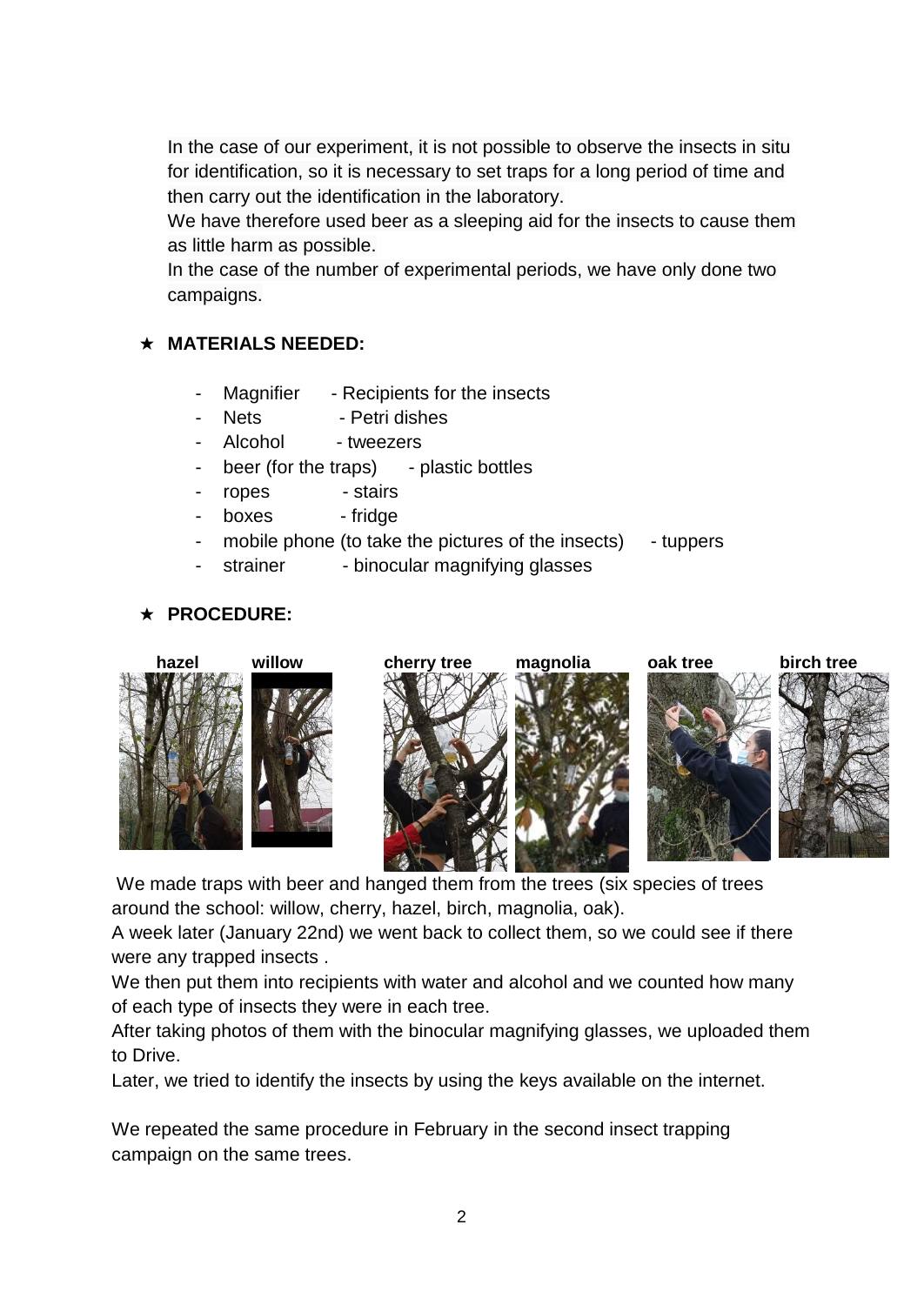In the case of our experiment, it is not possible to observe the insects in situ for identification, so it is necessary to set traps for a long period of time and then carry out the identification in the laboratory.

We have therefore used beer as a sleeping aid for the insects to cause them as little harm as possible.

In the case of the number of experimental periods, we have only done two campaigns.

★ **MATERIALS NEEDED:**

- Magnifier
- Recipients for the insects
- Nets
- Petri dishes
- Alcohol
- tweezers
- beer (for the traps)
- plastic bottles
- ropes
- stairs
- boxes
- fridge
- mobile phone (to take the pictures of the insects)
- tuppers
- strainer
- binocular magnifying glasses

★ **PROCEDURE:**

**hazel** **willow** **cherry tree** **magnolia** **oak tree** **birch tree**

We made traps with beer and hanged them from the trees (six species of trees around the school: willow, cherry, hazel, birch, magnolia, oak).

A week later (January 22nd) we went back to collect them, so we could see if there were any trapped insects .

We then put them into recipients with water and alcohol and we counted how many of each type of insects they were in each tree.

After taking photos of them with the binocular magnifying glasses, we uploaded them to Drive.

Later, we tried to identify the insects by using the keys available on the internet.

We repeated the same procedure in February in the second insect trapping campaign on the same trees.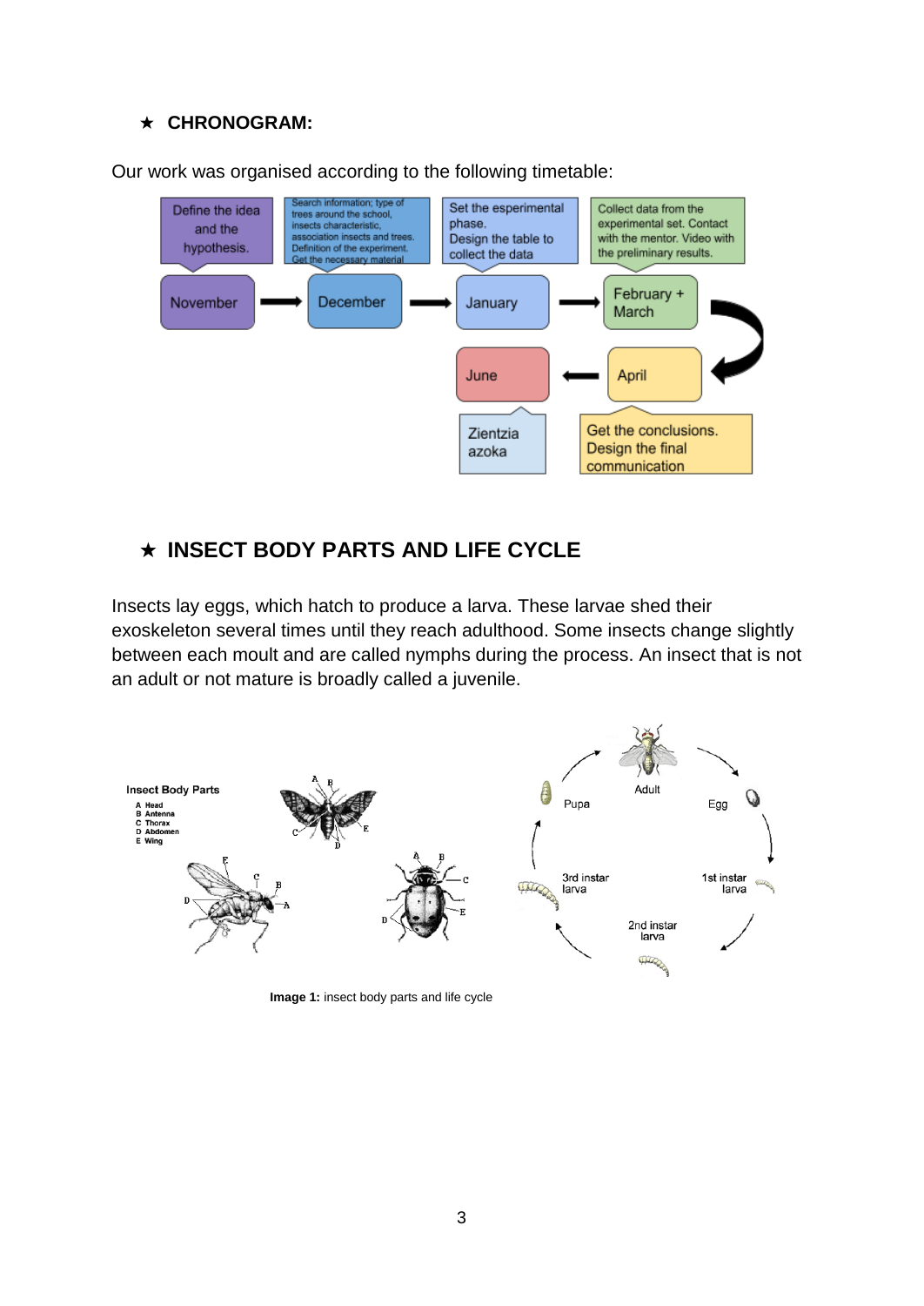## ★ CHRONOGRAM:

Our work was organised according to the following timetable:

- **November:** Define the idea and the hypothesis.
- **December:** Search information; type of trees around the school, insects characteristic, association insects and trees. Definition of the experiment. Get the necessary material
- **January:** Set the esperimental phase. Design the table to collect the data
- **February + March:** Collect data from the experimental set. Contact with the mentor. Video with the preliminary results.
- **April:** Get the conclusions. Design the final communication
- **June:** Zientzia azoka

## ★ INSECT BODY PARTS AND LIFE CYCLE

Insects lay eggs, which hatch to produce a larva. These larvae shed their exoskeleton several times until they reach adulthood. Some insects change slightly between each moult and are called nymphs during the process. An insect that is not an adult or not mature is broadly called a juvenile.

**Image 1:** insect body parts and life cycle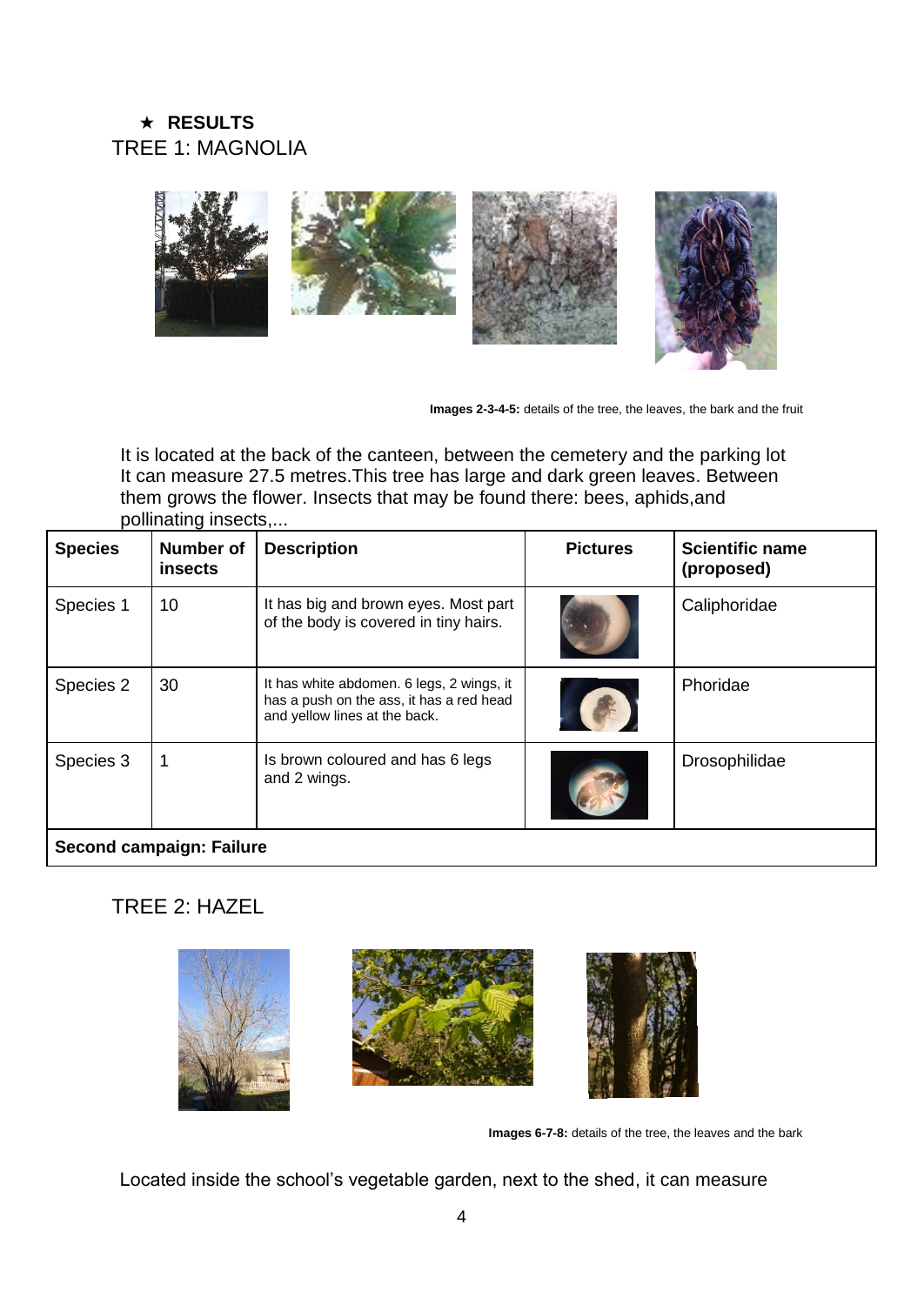★ **RESULTS**

## TREE 1: MAGNOLIA

**Images 2-3-4-5:** details of the tree, the leaves, the bark and the fruit

It is located at the back of the canteen, between the cemetery and the parking lot It can measure 27.5 metres.This tree has large and dark green leaves. Between them grows the flower. Insects that may be found there: bees, aphids,and pollinating insects,...

| **Species** | **Number of insects** | **Description** | **Pictures** | **Scientific name (proposed)** |
|---|---|---|---|---|
| Species 1 | 10 | It has big and brown eyes. Most part of the body is covered in tiny hairs. | | Caliphoridae |
| Species 2 | 30 | It has white abdomen. 6 legs, 2 wings, it has a push on the ass, it has a red head and yellow lines at the back. | | Phoridae |
| Species 3 | 1 | Is brown coloured and has 6 legs and 2 wings. | | Drosophilidae |
| **Second campaign: Failure** | | | | |

## TREE 2: HAZEL

**Images 6-7-8:** details of the tree, the leaves and the bark

Located inside the school's vegetable garden, next to the shed, it can measure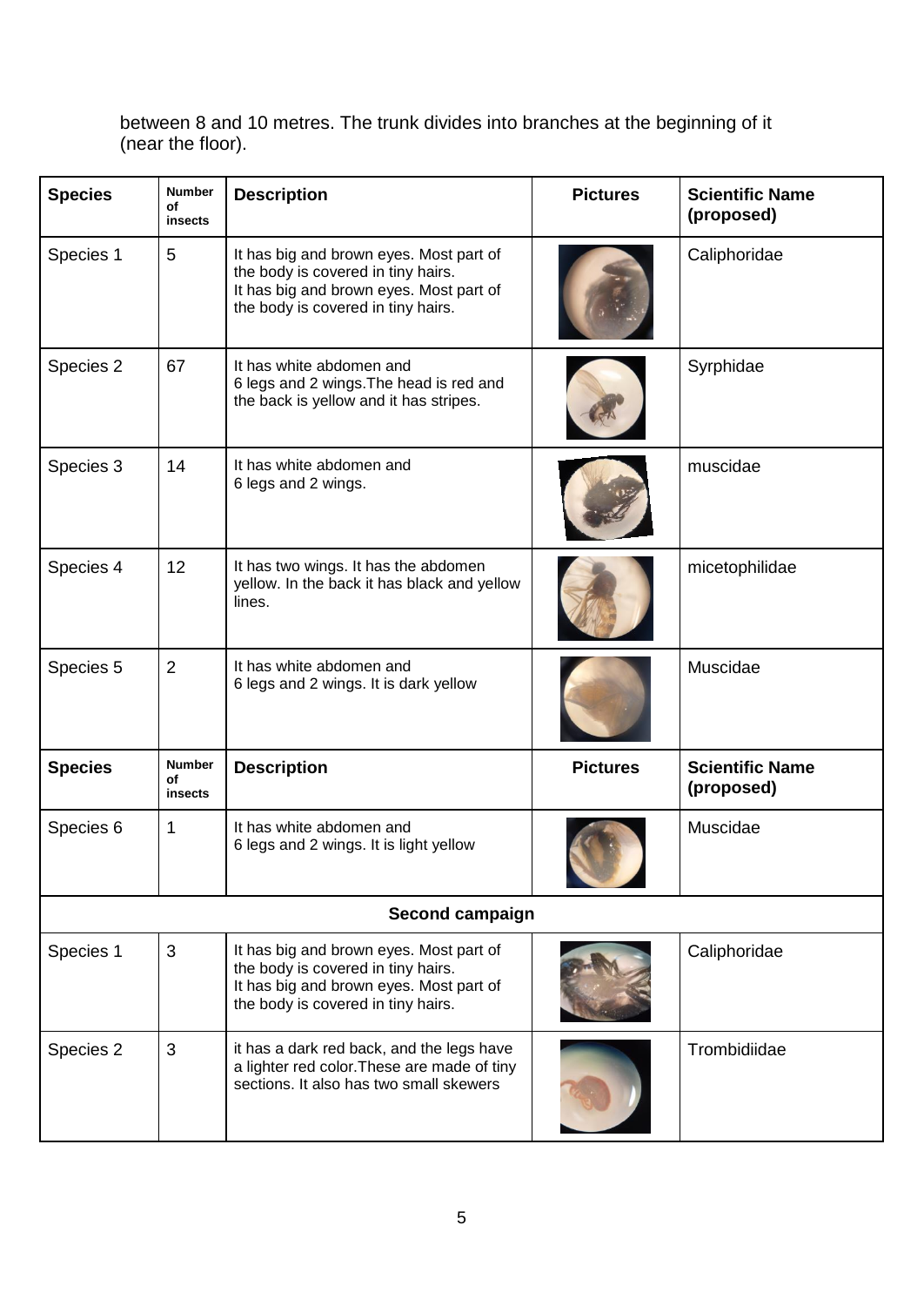between 8 and 10 metres. The trunk divides into branches at the beginning of it (near the floor).

| Species | Number of insects | Description | Pictures | Scientific Name (proposed) |
|---|---|---|---|---|
| Species 1 | 5 | It has big and brown eyes. Most part of the body is covered in tiny hairs. It has big and brown eyes. Most part of the body is covered in tiny hairs. | | Caliphoridae |
| Species 2 | 67 | It has white abdomen and 6 legs and 2 wings.The head is red and the back is yellow and it has stripes. | | Syrphidae |
| Species 3 | 14 | It has white abdomen and 6 legs and 2 wings. | | muscidae |
| Species 4 | 12 | It has two wings. It has the abdomen yellow. In the back it has black and yellow lines. | | micetophilidae |
| Species 5 | 2 | It has white abdomen and 6 legs and 2 wings. It is dark yellow | | Muscidae |
| Species 6 | 1 | It has white abdomen and 6 legs and 2 wings. It is light yellow | | Muscidae |
| **Second campaign** | | | | |
| Species 1 | 3 | It has big and brown eyes. Most part of the body is covered in tiny hairs. It has big and brown eyes. Most part of the body is covered in tiny hairs. | | Caliphoridae |
| Species 2 | 3 | it has a dark red back, and the legs have a lighter red color.These are made of tiny sections. It also has two small skewers | | Trombidiidae |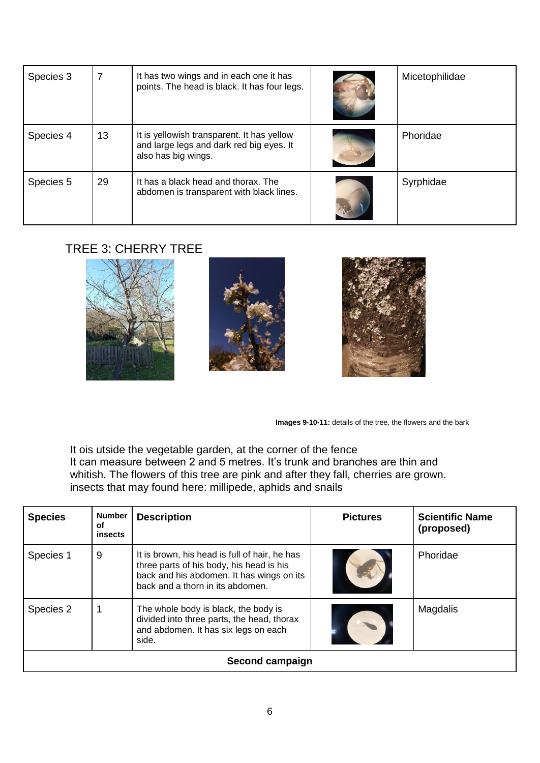| Species 3 | 7 | It has two wings and in each one it has points. The head is black. It has four legs. | | Micetophilidae |
|---|---|---|---|---|
| Species 4 | 13 | It is yellowish transparent. It has yellow and large legs and dark red big eyes. It also has big wings. | | Phoridae |
| Species 5 | 29 | It has a black head and thorax. The abdomen is transparent with black lines. | | Syrphidae |

## TREE 3: CHERRY TREE

**Images 9-10-11:** details of the tree, the flowers and the bark

It ois utside the vegetable garden, at the corner of the fence
It can measure between 2 and 5 metres. It's trunk and branches are thin and whitish. The flowers of this tree are pink and after they fall, cherries are grown.
insects that may found here: millipede, aphids and snails

| Species | Number of insects | Description | Pictures | Scientific Name (proposed) |
|---|---|---|---|---|
| Species 1 | 9 | It is brown, his head is full of hair, he has three parts of his body, his head is his back and his abdomen. It has wings on its back and a thorn in its abdomen. | | Phoridae |
| Species 2 | 1 | The whole body is black, the body is divided into three parts, the head, thorax and abdomen. It has six legs on each side. | | Magdalis |
| **Second campaign** | | | | |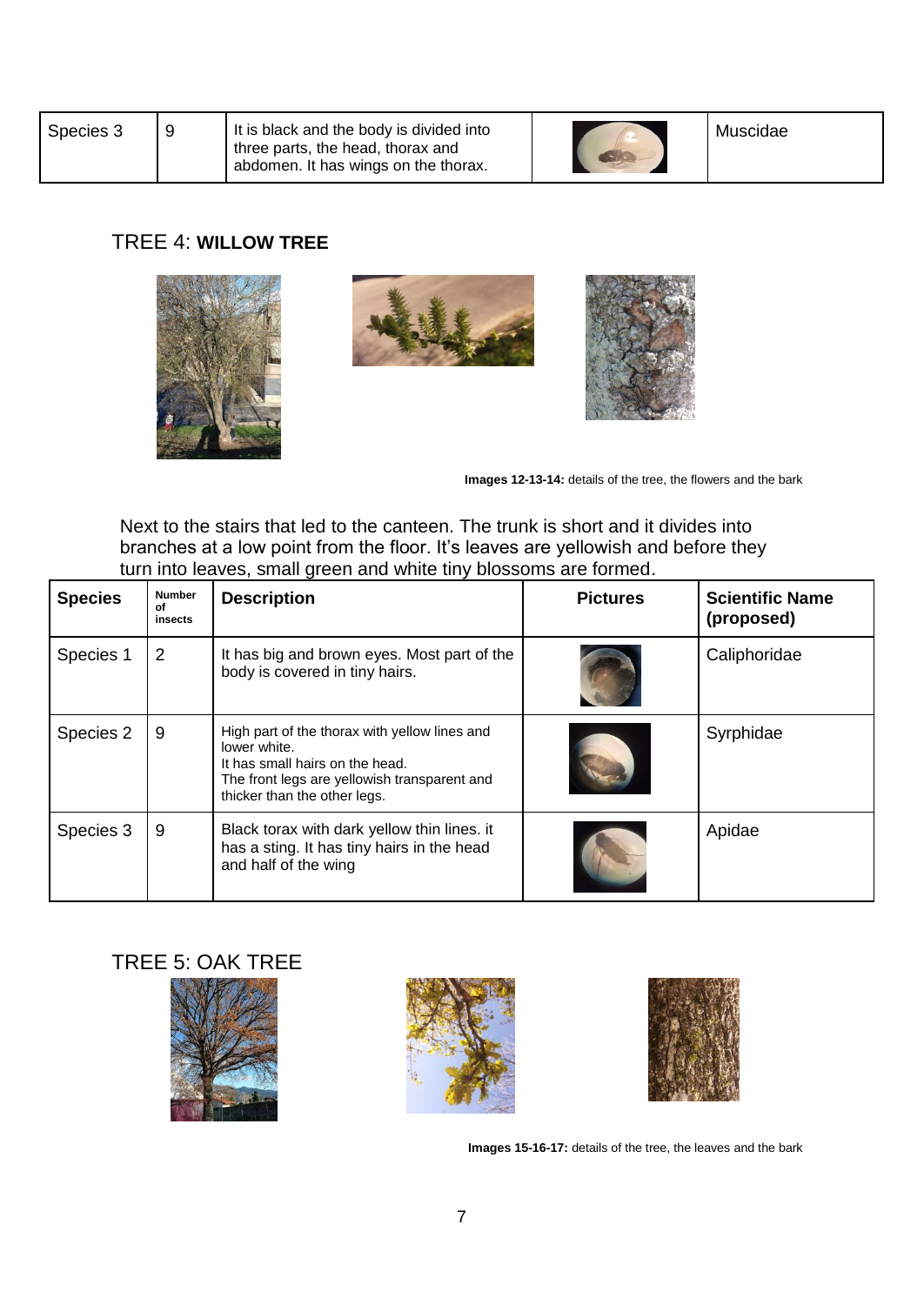| Species 3 | 9 | It is black and the body is divided into three parts, the head, thorax and abdomen. It has wings on the thorax. | | Muscidae |
|---|---|---|---|---|

## TREE 4: **WILLOW TREE**

**Images 12-13-14:** details of the tree, the flowers and the bark

Next to the stairs that led to the canteen. The trunk is short and it divides into branches at a low point from the floor. It's leaves are yellowish and before they turn into leaves, small green and white tiny blossoms are formed.

| **Species** | **Number of insects** | **Description** | **Pictures** | **Scientific Name (proposed)** |
|---|---|---|---|---|
| Species 1 | 2 | It has big and brown eyes. Most part of the body is covered in tiny hairs. | | Caliphoridae |
| Species 2 | 9 | High part of the thorax with yellow lines and lower white.<br>It has small hairs on the head.<br>The front legs are yellowish transparent and thicker than the other legs. | | Syrphidae |
| Species 3 | 9 | Black torax with dark yellow thin lines. it has a sting. It has tiny hairs in the head and half of the wing | | Apidae |

## TREE 5: OAK TREE

**Images 15-16-17:** details of the tree, the leaves and the bark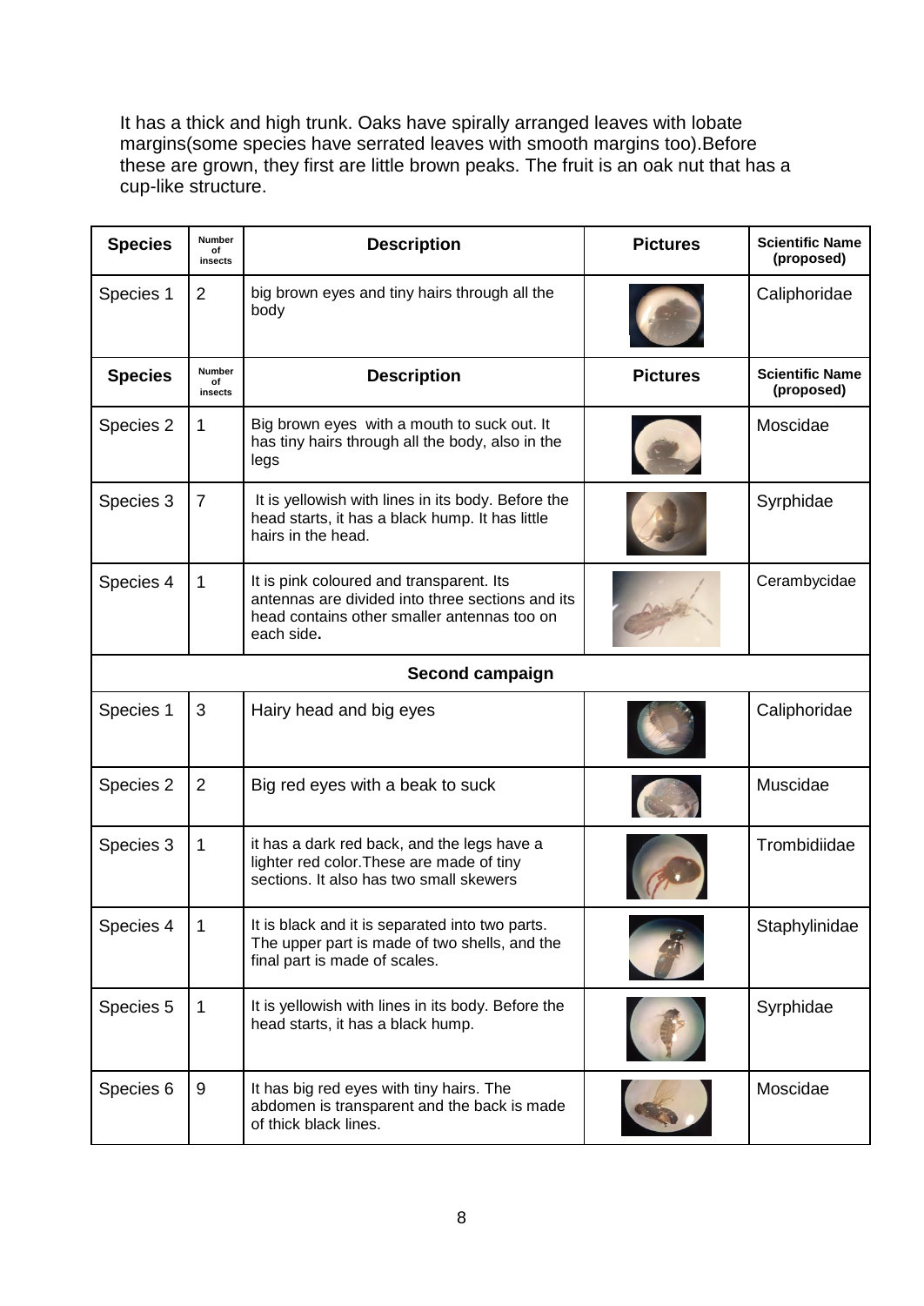It has a thick and high trunk. Oaks have spirally arranged leaves with lobate margins(some species have serrated leaves with smooth margins too).Before these are grown, they first are little brown peaks. The fruit is an oak nut that has a cup-like structure.

| Species | Number of insects | Description | Pictures | Scientific Name (proposed) |
|---|---|---|---|---|
| Species 1 | 2 | big brown eyes and tiny hairs through all the body | | Caliphoridae |
| **Species** | **Number of insects** | **Description** | **Pictures** | **Scientific Name (proposed)** |
| Species 2 | 1 | Big brown eyes with a mouth to suck out. It has tiny hairs through all the body, also in the legs | | Moscidae |
| Species 3 | 7 | It is yellowish with lines in its body. Before the head starts, it has a black hump. It has little hairs in the head. | | Syrphidae |
| Species 4 | 1 | It is pink coloured and transparent. Its antennas are divided into three sections and its head contains other smaller antennas too on each side**.** | | Cerambycidae |
| **Second campaign** | | | | |
| Species 1 | 3 | Hairy head and big eyes | | Caliphoridae |
| Species 2 | 2 | Big red eyes with a beak to suck | | Muscidae |
| Species 3 | 1 | it has a dark red back, and the legs have a lighter red color.These are made of tiny sections. It also has two small skewers | | Trombidiidae |
| Species 4 | 1 | It is black and it is separated into two parts. The upper part is made of two shells, and the final part is made of scales. | | Staphylinidae |
| Species 5 | 1 | It is yellowish with lines in its body. Before the head starts, it has a black hump. | | Syrphidae |
| Species 6 | 9 | It has big red eyes with tiny hairs. The abdomen is transparent and the back is made of thick black lines. | | Moscidae |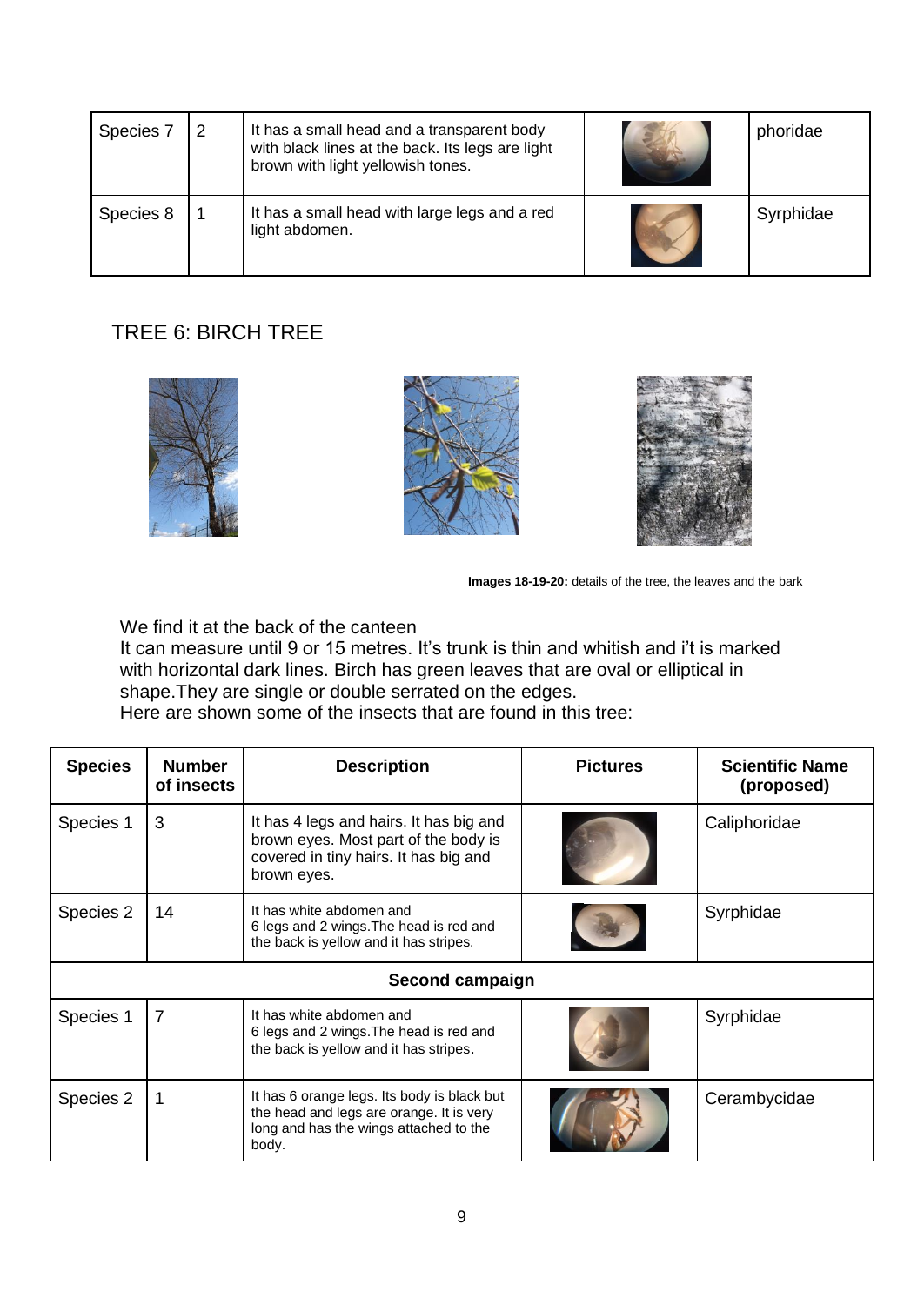| Species 7 | 2 | It has a small head and a transparent body with black lines at the back. Its legs are light brown with light yellowish tones. | | phoridae |
|---|---|---|---|---|
| Species 8 | 1 | It has a small head with large legs and a red light abdomen. | | Syrphidae |

## TREE 6: BIRCH TREE

**Images 18-19-20:** details of the tree, the leaves and the bark

We find it at the back of the canteen
It can measure until 9 or 15 metres. It's trunk is thin and whitish and i't is marked with horizontal dark lines. Birch has green leaves that are oval or elliptical in shape.They are single or double serrated on the edges.
Here are shown some of the insects that are found in this tree:

| Species | Number of insects | Description | Pictures | Scientific Name (proposed) |
|---|---|---|---|---|
| Species 1 | 3 | It has 4 legs and hairs. It has big and brown eyes. Most part of the body is covered in tiny hairs. It has big and brown eyes. | | Caliphoridae |
| Species 2 | 14 | It has white abdomen and 6 legs and 2 wings.The head is red and the back is yellow and it has stripes. | | Syrphidae |
| **Second campaign** | | | | |
| Species 1 | 7 | It has white abdomen and 6 legs and 2 wings.The head is red and the back is yellow and it has stripes. | | Syrphidae |
| Species 2 | 1 | It has 6 orange legs. Its body is black but the head and legs are orange. It is very long and has the wings attached to the body. | | Cerambycidae |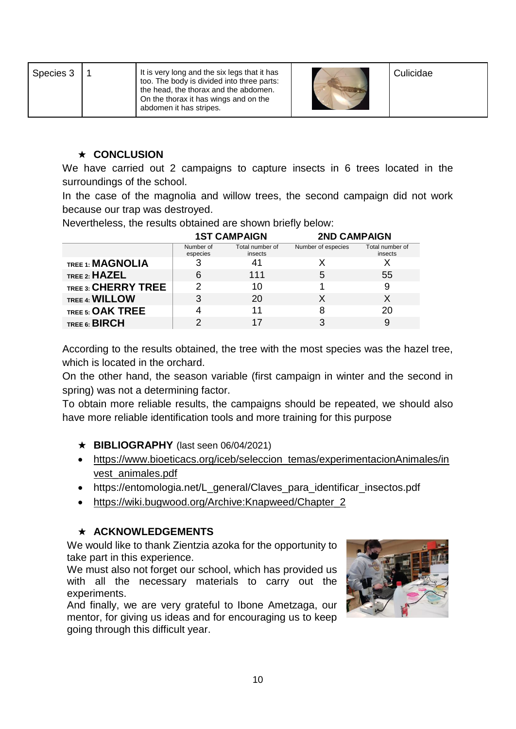| | | | | |
|---|---|---|---|---|
| Species 3 | 1 | It is very long and the six legs that it has too. The body is divided into three parts: the head, the thorax and the abdomen. On the thorax it has wings and on the abdomen it has stripes. | | Culicidae |

## ★ CONCLUSION

We have carried out 2 campaigns to capture insects in 6 trees located in the surroundings of the school.

In the case of the magnolia and willow trees, the second campaign did not work because our trap was destroyed.

Nevertheless, the results obtained are shown briefly below:

| | 1ST CAMPAIGN | | 2ND CAMPAIGN | |
|---|---|---|---|---|
| | Number of especies | Total number of insects | Number of especies | Total number of insects |
| TREE 1: **MAGNOLIA** | 3 | 41 | X | X |
| TREE 2: **HAZEL** | 6 | 111 | 5 | 55 |
| TREE 3: **CHERRY TREE** | 2 | 10 | 1 | 9 |
| TREE 4: **WILLOW** | 3 | 20 | X | X |
| TREE 5: **OAK TREE** | 4 | 11 | 8 | 20 |
| TREE 6: **BIRCH** | 2 | 17 | 3 | 9 |

According to the results obtained, the tree with the most species was the hazel tree, which is located in the orchard.

On the other hand, the season variable (first campaign in winter and the second in spring) was not a determining factor.

To obtain more reliable results, the campaigns should be repeated, we should also have more reliable identification tools and more training for this purpose

## ★ BIBLIOGRAPHY (last seen 06/04/2021)

- https://www.bioeticacs.org/iceb/seleccion_temas/experimentacionAnimales/invest_animales.pdf
- https://entomologia.net/L_general/Claves_para_identificar_insectos.pdf
- https://wiki.bugwood.org/Archive:Knapweed/Chapter_2

## ★ ACKNOWLEDGEMENTS

We would like to thank Zientzia azoka for the opportunity to take part in this experience.

We must also not forget our school, which has provided us with all the necessary materials to carry out the experiments.

And finally, we are very grateful to Ibone Ametzaga, our mentor, for giving us ideas and for encouraging us to keep going through this difficult year.